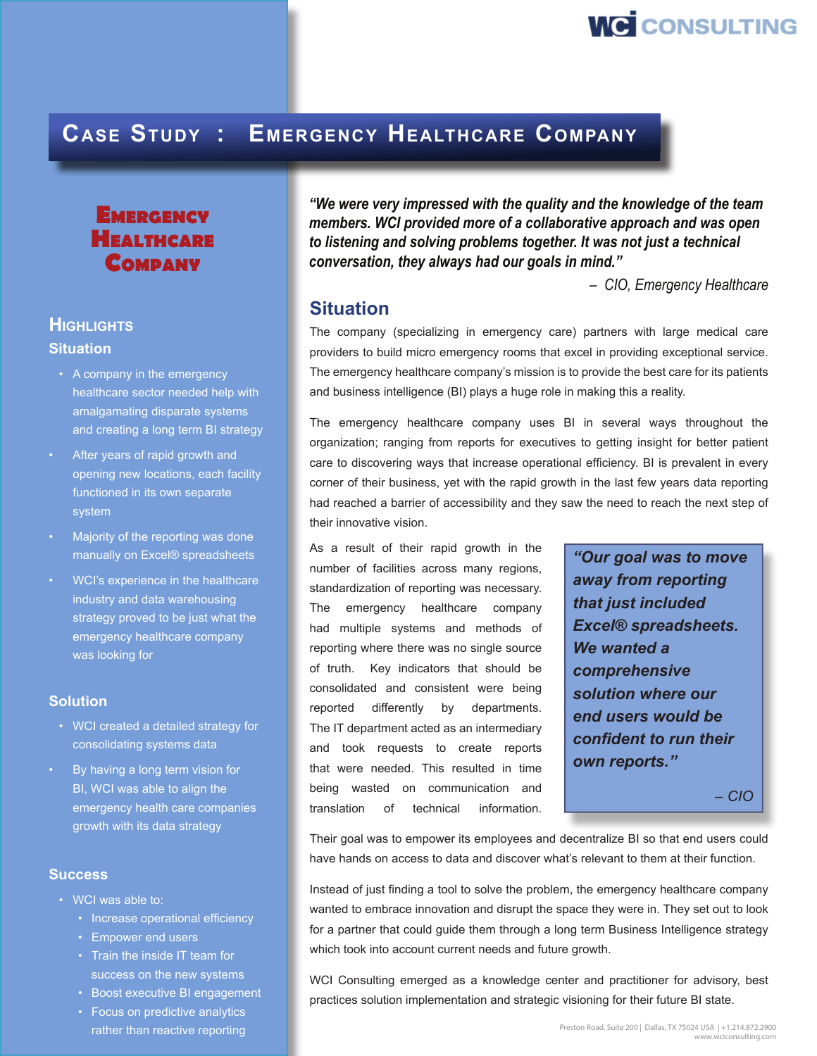WCI CONSULTING

# Case Study : Emergency Healthcare Company

## Emergency Healthcare Company

### Highlights

#### Situation

- A company in the emergency healthcare sector needed help with amalgamating disparate systems and creating a long term BI strategy
- After years of rapid growth and opening new locations, each facility functioned in its own separate system
- Majority of the reporting was done manually on Excel® spreadsheets
- WCI's experience in the healthcare industry and data warehousing strategy proved to be just what the emergency healthcare company was looking for

#### Solution

- WCI created a detailed strategy for consolidating systems data
- By having a long term vision for BI, WCI was able to align the emergency health care companies growth with its data strategy

#### Success

- WCI was able to:
  - Increase operational efficiency
  - Empower end users
  - Train the inside IT team for success on the new systems
  - Boost executive BI engagement
  - Focus on predictive analytics rather than reactive reporting

***"We were very impressed with the quality and the knowledge of the team members. WCI provided more of a collaborative approach and was open to listening and solving problems together. It was not just a technical conversation, they always had our goals in mind."***

*– CIO, Emergency Healthcare*

## Situation

The company (specializing in emergency care) partners with large medical care providers to build micro emergency rooms that excel in providing exceptional service. The emergency healthcare company's mission is to provide the best care for its patients and business intelligence (BI) plays a huge role in making this a reality.

The emergency healthcare company uses BI in several ways throughout the organization; ranging from reports for executives to getting insight for better patient care to discovering ways that increase operational efficiency. BI is prevalent in every corner of their business, yet with the rapid growth in the last few years data reporting had reached a barrier of accessibility and they saw the need to reach the next step of their innovative vision.

As a result of their rapid growth in the number of facilities across many regions, standardization of reporting was necessary. The emergency healthcare company had multiple systems and methods of reporting where there was no single source of truth. Key indicators that should be consolidated and consistent were being reported differently by departments. The IT department acted as an intermediary and took requests to create reports that were needed. This resulted in time being wasted on communication and translation of technical information.

> ***"Our goal was to move away from reporting that just included Excel® spreadsheets. We wanted a comprehensive solution where our end users would be confident to run their own reports."***
>
> *– CIO*

Their goal was to empower its employees and decentralize BI so that end users could have hands on access to data and discover what's relevant to them at their function.

Instead of just finding a tool to solve the problem, the emergency healthcare company wanted to embrace innovation and disrupt the space they were in. They set out to look for a partner that could guide them through a long term Business Intelligence strategy which took into account current needs and future growth.

WCI Consulting emerged as a knowledge center and practitioner for advisory, best practices solution implementation and strategic visioning for their future BI state.

Preston Road, Suite 200 | Dallas, TX 75024 USA | +1.214.872.2900
www.wciconsulting.com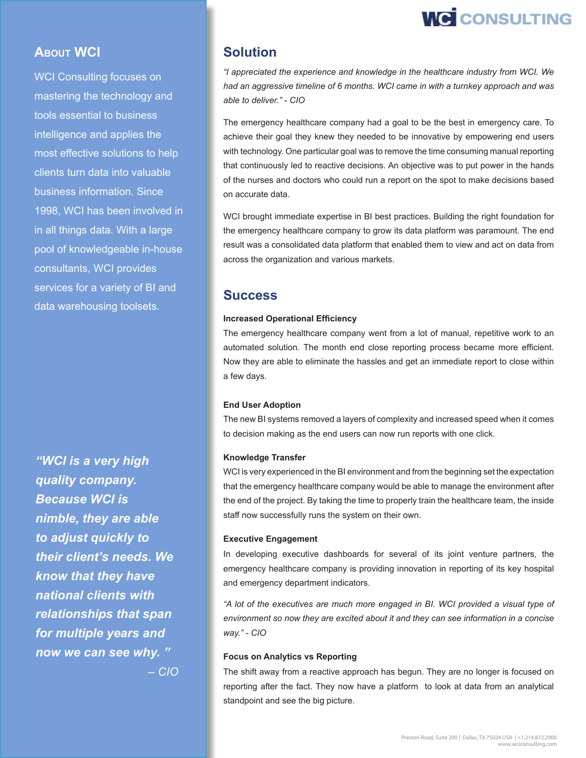## About WCI

WCI Consulting focuses on mastering the technology and tools essential to business intelligence and applies the most effective solutions to help clients turn data into valuable business information. Since 1998, WCI has been involved in in all things data. With a large pool of knowledgeable in-house consultants, WCI provides services for a variety of BI and data warehousing toolsets.

***"WCI is a very high quality company. Because WCI is nimble, they are able to adjust quickly to their client's needs. We know that they have national clients with relationships that span for multiple years and now we can see why. "***

*– CIO*

## Solution

*"I appreciated the experience and knowledge in the healthcare industry from WCI. We had an aggressive timeline of 6 months. WCI came in with a turnkey approach and was able to deliver." - CIO*

The emergency healthcare company had a goal to be the best in emergency care. To achieve their goal they knew they needed to be innovative by empowering end users with technology. One particular goal was to remove the time consuming manual reporting that continuously led to reactive decisions. An objective was to put power in the hands of the nurses and doctors who could run a report on the spot to make decisions based on accurate data.

WCI brought immediate expertise in BI best practices. Building the right foundation for the emergency healthcare company to grow its data platform was paramount. The end result was a consolidated data platform that enabled them to view and act on data from across the organization and various markets.

## Success

**Increased Operational Efficiency**

The emergency healthcare company went from a lot of manual, repetitive work to an automated solution. The month end close reporting process became more efficient. Now they are able to eliminate the hassles and get an immediate report to close within a few days.

**End User Adoption**

The new BI systems removed a layers of complexity and increased speed when it comes to decision making as the end users can now run reports with one click.

**Knowledge Transfer**

WCI is very experienced in the BI environment and from the beginning set the expectation that the emergency healthcare company would be able to manage the environment after the end of the project. By taking the time to properly train the healthcare team, the inside staff now successfully runs the system on their own.

**Executive Engagement**

In developing executive dashboards for several of its joint venture partners, the emergency healthcare company is providing innovation in reporting of its key hospital and emergency department indicators.

*"A lot of the executives are much more engaged in BI. WCI provided a visual type of environment so now they are excited about it and they can see information in a concise way." - CIO*

**Focus on Analytics vs Reporting**

The shift away from a reactive approach has begun. They are no longer is focused on reporting after the fact. They now have a platform to look at data from an analytical standpoint and see the big picture.